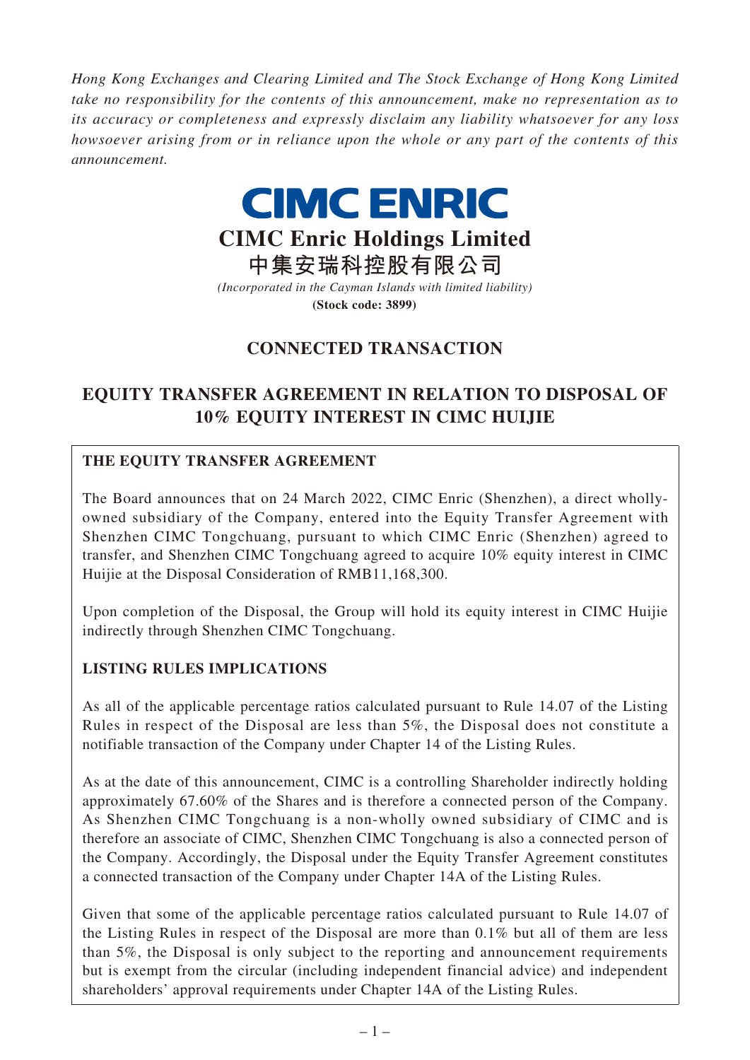*Hong Kong Exchanges and Clearing Limited and The Stock Exchange of Hong Kong Limited take no responsibility for the contents of this announcement, make no representation as to its accuracy or completeness and expressly disclaim any liability whatsoever for any loss howsoever arising from or in reliance upon the whole or any part of the contents of this announcement.*

**CIMC ENRIC**

# CIMC Enric Holdings Limited

## 中集安瑞科控股有限公司

*(Incorporated in the Cayman Islands with limited liability)*

**(Stock code: 3899)**

## CONNECTED TRANSACTION

## EQUITY TRANSFER AGREEMENT IN RELATION TO DISPOSAL OF 10% EQUITY INTEREST IN CIMC HUIJIE

### THE EQUITY TRANSFER AGREEMENT

The Board announces that on 24 March 2022, CIMC Enric (Shenzhen), a direct wholly-owned subsidiary of the Company, entered into the Equity Transfer Agreement with Shenzhen CIMC Tongchuang, pursuant to which CIMC Enric (Shenzhen) agreed to transfer, and Shenzhen CIMC Tongchuang agreed to acquire 10% equity interest in CIMC Huijie at the Disposal Consideration of RMB11,168,300.

Upon completion of the Disposal, the Group will hold its equity interest in CIMC Huijie indirectly through Shenzhen CIMC Tongchuang.

### LISTING RULES IMPLICATIONS

As all of the applicable percentage ratios calculated pursuant to Rule 14.07 of the Listing Rules in respect of the Disposal are less than 5%, the Disposal does not constitute a notifiable transaction of the Company under Chapter 14 of the Listing Rules.

As at the date of this announcement, CIMC is a controlling Shareholder indirectly holding approximately 67.60% of the Shares and is therefore a connected person of the Company. As Shenzhen CIMC Tongchuang is a non-wholly owned subsidiary of CIMC and is therefore an associate of CIMC, Shenzhen CIMC Tongchuang is also a connected person of the Company. Accordingly, the Disposal under the Equity Transfer Agreement constitutes a connected transaction of the Company under Chapter 14A of the Listing Rules.

Given that some of the applicable percentage ratios calculated pursuant to Rule 14.07 of the Listing Rules in respect of the Disposal are more than 0.1% but all of them are less than 5%, the Disposal is only subject to the reporting and announcement requirements but is exempt from the circular (including independent financial advice) and independent shareholders' approval requirements under Chapter 14A of the Listing Rules.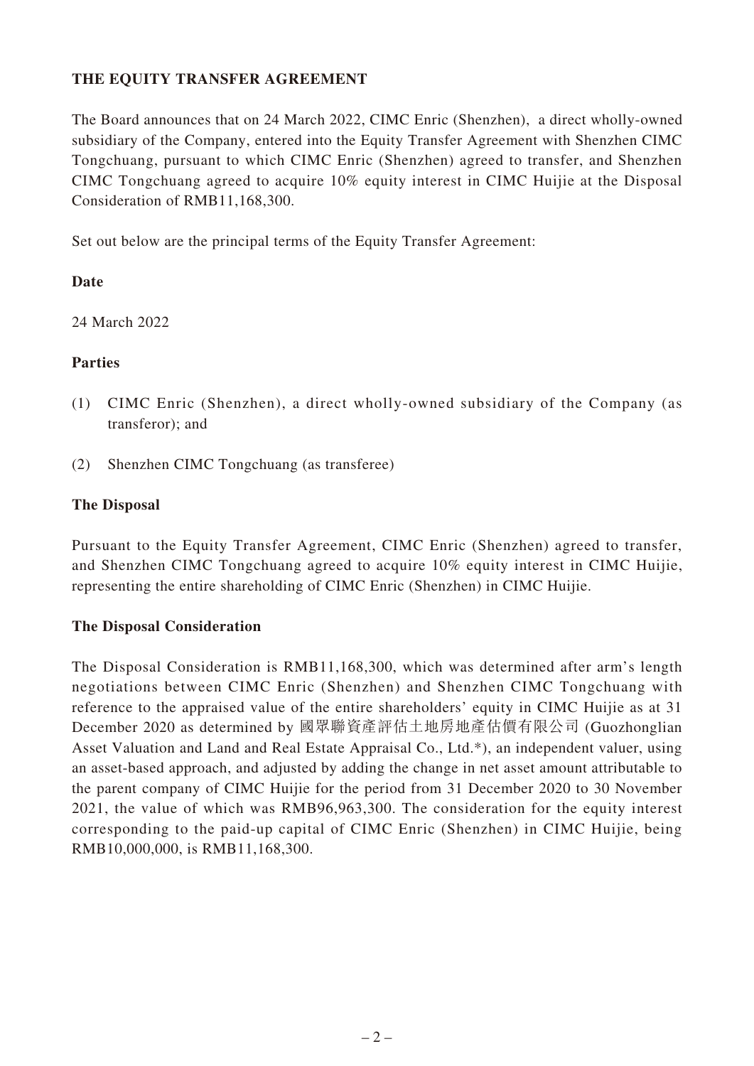## THE EQUITY TRANSFER AGREEMENT

The Board announces that on 24 March 2022, CIMC Enric (Shenzhen), a direct wholly-owned subsidiary of the Company, entered into the Equity Transfer Agreement with Shenzhen CIMC Tongchuang, pursuant to which CIMC Enric (Shenzhen) agreed to transfer, and Shenzhen CIMC Tongchuang agreed to acquire 10% equity interest in CIMC Huijie at the Disposal Consideration of RMB11,168,300.

Set out below are the principal terms of the Equity Transfer Agreement:

### Date

24 March 2022

### Parties

(1) CIMC Enric (Shenzhen), a direct wholly-owned subsidiary of the Company (as transferor); and

(2) Shenzhen CIMC Tongchuang (as transferee)

### The Disposal

Pursuant to the Equity Transfer Agreement, CIMC Enric (Shenzhen) agreed to transfer, and Shenzhen CIMC Tongchuang agreed to acquire 10% equity interest in CIMC Huijie, representing the entire shareholding of CIMC Enric (Shenzhen) in CIMC Huijie.

### The Disposal Consideration

The Disposal Consideration is RMB11,168,300, which was determined after arm's length negotiations between CIMC Enric (Shenzhen) and Shenzhen CIMC Tongchuang with reference to the appraised value of the entire shareholders' equity in CIMC Huijie as at 31 December 2020 as determined by 國眾聯資產評估土地房地產估價有限公司 (Guozhonglian Asset Valuation and Land and Real Estate Appraisal Co., Ltd.*), an independent valuer, using an asset-based approach, and adjusted by adding the change in net asset amount attributable to the parent company of CIMC Huijie for the period from 31 December 2020 to 30 November 2021, the value of which was RMB96,963,300. The consideration for the equity interest corresponding to the paid-up capital of CIMC Enric (Shenzhen) in CIMC Huijie, being RMB10,000,000, is RMB11,168,300.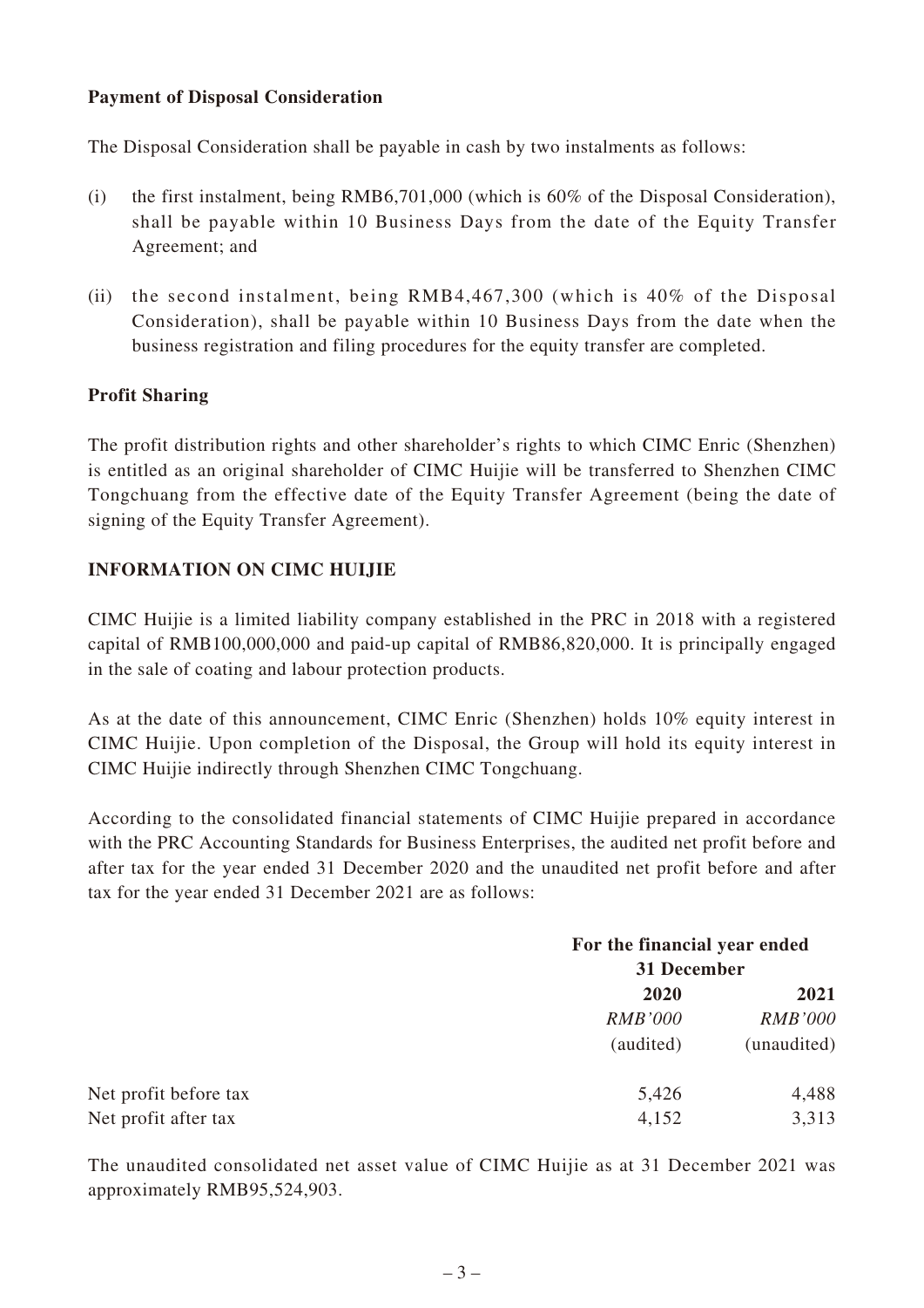**Payment of Disposal Consideration**

The Disposal Consideration shall be payable in cash by two instalments as follows:

(i) the first instalment, being RMB6,701,000 (which is 60% of the Disposal Consideration), shall be payable within 10 Business Days from the date of the Equity Transfer Agreement; and

(ii) the second instalment, being RMB4,467,300 (which is 40% of the Disposal Consideration), shall be payable within 10 Business Days from the date when the business registration and filing procedures for the equity transfer are completed.

**Profit Sharing**

The profit distribution rights and other shareholder's rights to which CIMC Enric (Shenzhen) is entitled as an original shareholder of CIMC Huijie will be transferred to Shenzhen CIMC Tongchuang from the effective date of the Equity Transfer Agreement (being the date of signing of the Equity Transfer Agreement).

**INFORMATION ON CIMC HUIJIE**

CIMC Huijie is a limited liability company established in the PRC in 2018 with a registered capital of RMB100,000,000 and paid-up capital of RMB86,820,000. It is principally engaged in the sale of coating and labour protection products.

As at the date of this announcement, CIMC Enric (Shenzhen) holds 10% equity interest in CIMC Huijie. Upon completion of the Disposal, the Group will hold its equity interest in CIMC Huijie indirectly through Shenzhen CIMC Tongchuang.

According to the consolidated financial statements of CIMC Huijie prepared in accordance with the PRC Accounting Standards for Business Enterprises, the audited net profit before and after tax for the year ended 31 December 2020 and the unaudited net profit before and after tax for the year ended 31 December 2021 are as follows:

| | **For the financial year ended 31 December** | |
|---|---|---|
| | **2020** | **2021** |
| | *RMB'000* | *RMB'000* |
| | (audited) | (unaudited) |
| Net profit before tax | 5,426 | 4,488 |
| Net profit after tax | 4,152 | 3,313 |

The unaudited consolidated net asset value of CIMC Huijie as at 31 December 2021 was approximately RMB95,524,903.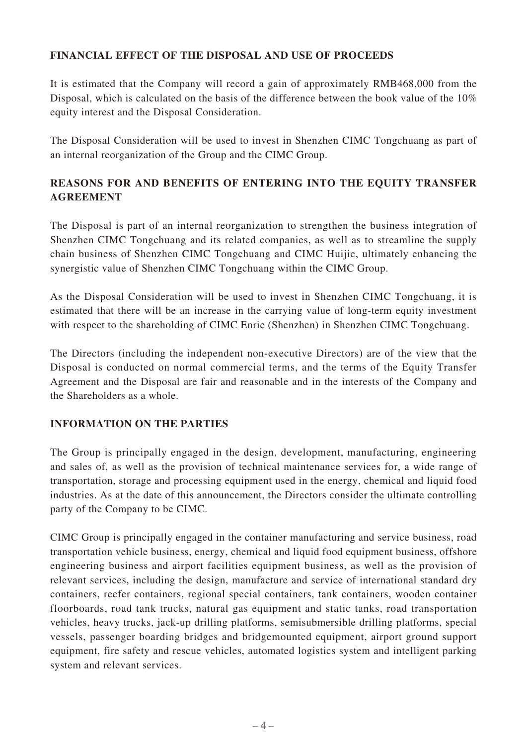## FINANCIAL EFFECT OF THE DISPOSAL AND USE OF PROCEEDS

It is estimated that the Company will record a gain of approximately RMB468,000 from the Disposal, which is calculated on the basis of the difference between the book value of the 10% equity interest and the Disposal Consideration.

The Disposal Consideration will be used to invest in Shenzhen CIMC Tongchuang as part of an internal reorganization of the Group and the CIMC Group.

## REASONS FOR AND BENEFITS OF ENTERING INTO THE EQUITY TRANSFER AGREEMENT

The Disposal is part of an internal reorganization to strengthen the business integration of Shenzhen CIMC Tongchuang and its related companies, as well as to streamline the supply chain business of Shenzhen CIMC Tongchuang and CIMC Huijie, ultimately enhancing the synergistic value of Shenzhen CIMC Tongchuang within the CIMC Group.

As the Disposal Consideration will be used to invest in Shenzhen CIMC Tongchuang, it is estimated that there will be an increase in the carrying value of long-term equity investment with respect to the shareholding of CIMC Enric (Shenzhen) in Shenzhen CIMC Tongchuang.

The Directors (including the independent non-executive Directors) are of the view that the Disposal is conducted on normal commercial terms, and the terms of the Equity Transfer Agreement and the Disposal are fair and reasonable and in the interests of the Company and the Shareholders as a whole.

## INFORMATION ON THE PARTIES

The Group is principally engaged in the design, development, manufacturing, engineering and sales of, as well as the provision of technical maintenance services for, a wide range of transportation, storage and processing equipment used in the energy, chemical and liquid food industries. As at the date of this announcement, the Directors consider the ultimate controlling party of the Company to be CIMC.

CIMC Group is principally engaged in the container manufacturing and service business, road transportation vehicle business, energy, chemical and liquid food equipment business, offshore engineering business and airport facilities equipment business, as well as the provision of relevant services, including the design, manufacture and service of international standard dry containers, reefer containers, regional special containers, tank containers, wooden container floorboards, road tank trucks, natural gas equipment and static tanks, road transportation vehicles, heavy trucks, jack-up drilling platforms, semisubmersible drilling platforms, special vessels, passenger boarding bridges and bridgemounted equipment, airport ground support equipment, fire safety and rescue vehicles, automated logistics system and intelligent parking system and relevant services.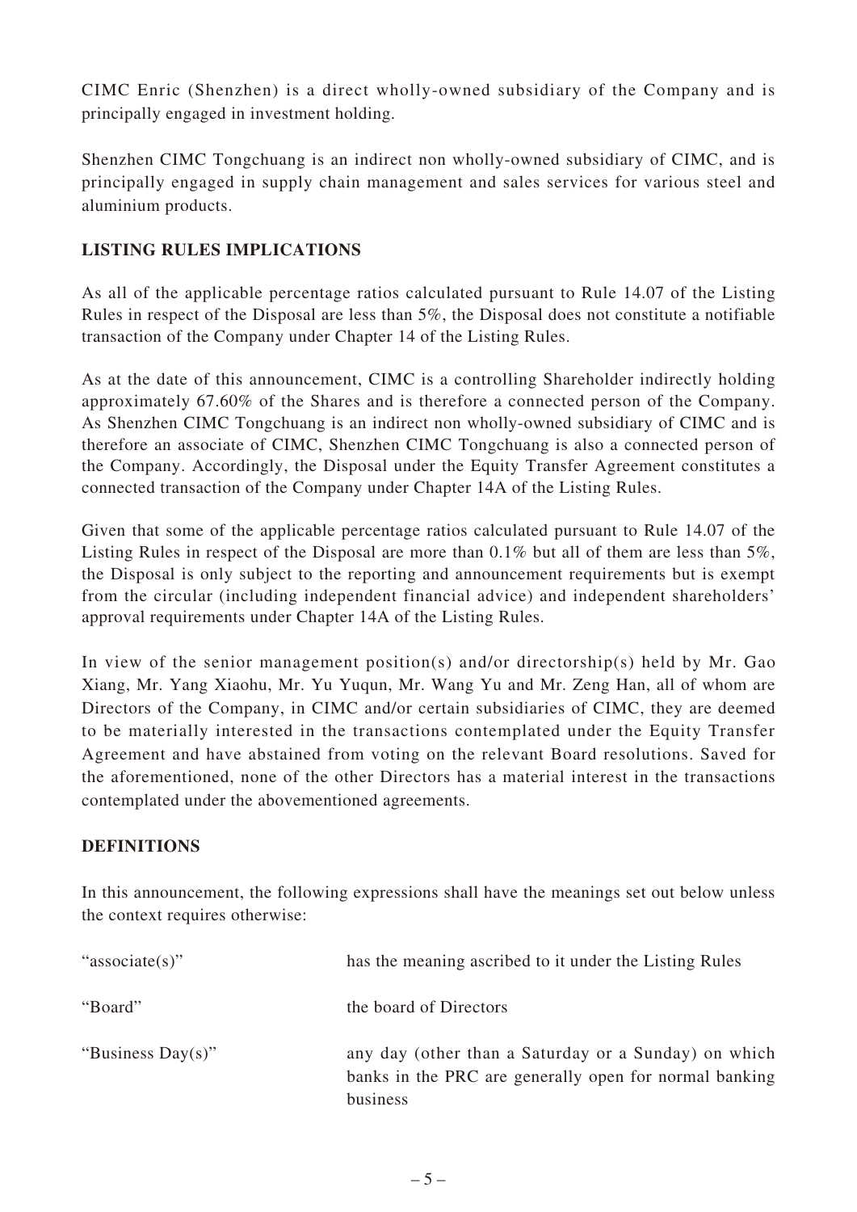CIMC Enric (Shenzhen) is a direct wholly-owned subsidiary of the Company and is principally engaged in investment holding.

Shenzhen CIMC Tongchuang is an indirect non wholly-owned subsidiary of CIMC, and is principally engaged in supply chain management and sales services for various steel and aluminium products.

**LISTING RULES IMPLICATIONS**

As all of the applicable percentage ratios calculated pursuant to Rule 14.07 of the Listing Rules in respect of the Disposal are less than 5%, the Disposal does not constitute a notifiable transaction of the Company under Chapter 14 of the Listing Rules.

As at the date of this announcement, CIMC is a controlling Shareholder indirectly holding approximately 67.60% of the Shares and is therefore a connected person of the Company. As Shenzhen CIMC Tongchuang is an indirect non wholly-owned subsidiary of CIMC and is therefore an associate of CIMC, Shenzhen CIMC Tongchuang is also a connected person of the Company. Accordingly, the Disposal under the Equity Transfer Agreement constitutes a connected transaction of the Company under Chapter 14A of the Listing Rules.

Given that some of the applicable percentage ratios calculated pursuant to Rule 14.07 of the Listing Rules in respect of the Disposal are more than 0.1% but all of them are less than 5%, the Disposal is only subject to the reporting and announcement requirements but is exempt from the circular (including independent financial advice) and independent shareholders' approval requirements under Chapter 14A of the Listing Rules.

In view of the senior management position(s) and/or directorship(s) held by Mr. Gao Xiang, Mr. Yang Xiaohu, Mr. Yu Yuqun, Mr. Wang Yu and Mr. Zeng Han, all of whom are Directors of the Company, in CIMC and/or certain subsidiaries of CIMC, they are deemed to be materially interested in the transactions contemplated under the Equity Transfer Agreement and have abstained from voting on the relevant Board resolutions. Saved for the aforementioned, none of the other Directors has a material interest in the transactions contemplated under the abovementioned agreements.

**DEFINITIONS**

In this announcement, the following expressions shall have the meanings set out below unless the context requires otherwise:

| | |
|---|---|
| "associate(s)" | has the meaning ascribed to it under the Listing Rules |
| "Board" | the board of Directors |
| "Business Day(s)" | any day (other than a Saturday or a Sunday) on which banks in the PRC are generally open for normal banking business |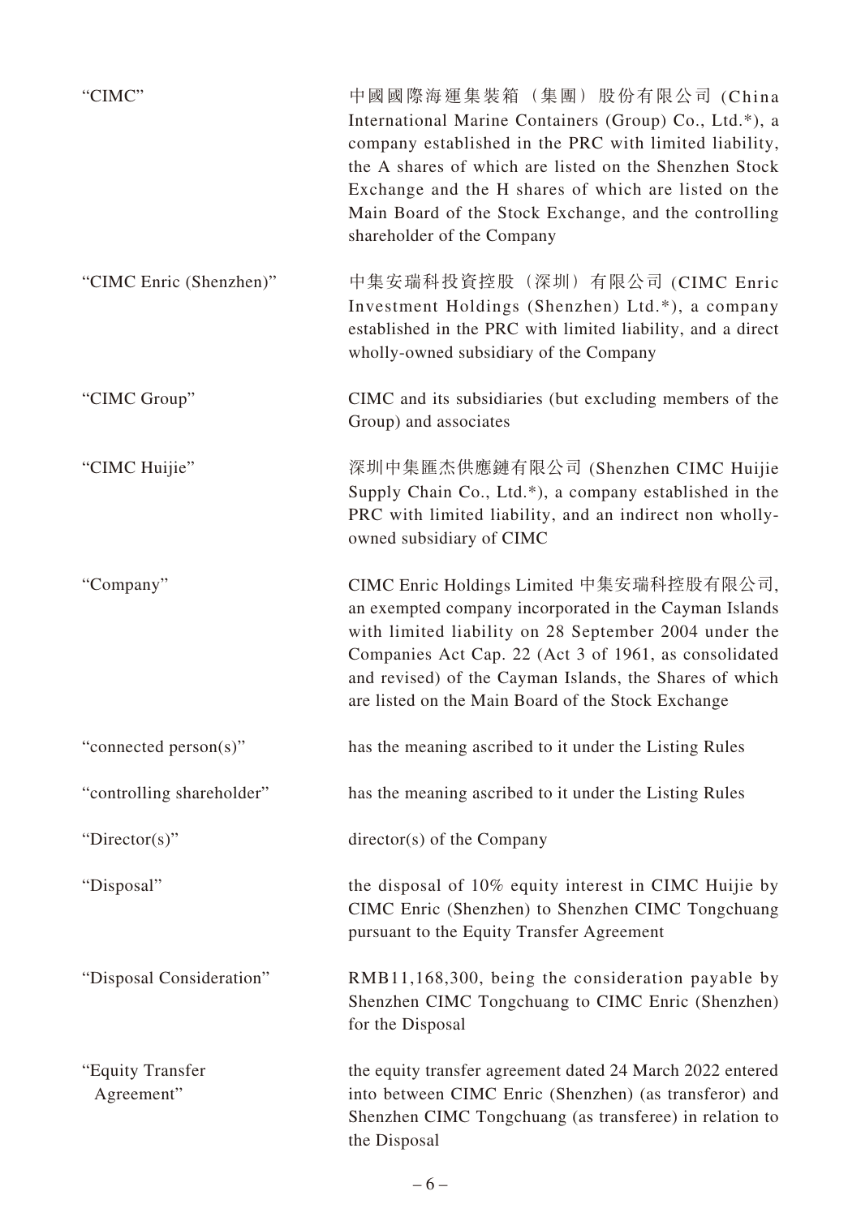| | |
|---|---|
| "CIMC" | 中國國際海運集裝箱（集團）股份有限公司 (China International Marine Containers (Group) Co., Ltd.*), a company established in the PRC with limited liability, the A shares of which are listed on the Shenzhen Stock Exchange and the H shares of which are listed on the Main Board of the Stock Exchange, and the controlling shareholder of the Company |
| "CIMC Enric (Shenzhen)" | 中集安瑞科投資控股（深圳）有限公司 (CIMC Enric Investment Holdings (Shenzhen) Ltd.*), a company established in the PRC with limited liability, and a direct wholly-owned subsidiary of the Company |
| "CIMC Group" | CIMC and its subsidiaries (but excluding members of the Group) and associates |
| "CIMC Huijie" | 深圳中集匯杰供應鏈有限公司 (Shenzhen CIMC Huijie Supply Chain Co., Ltd.*), a company established in the PRC with limited liability, and an indirect non wholly-owned subsidiary of CIMC |
| "Company" | CIMC Enric Holdings Limited 中集安瑞科控股有限公司, an exempted company incorporated in the Cayman Islands with limited liability on 28 September 2004 under the Companies Act Cap. 22 (Act 3 of 1961, as consolidated and revised) of the Cayman Islands, the Shares of which are listed on the Main Board of the Stock Exchange |
| "connected person(s)" | has the meaning ascribed to it under the Listing Rules |
| "controlling shareholder" | has the meaning ascribed to it under the Listing Rules |
| "Director(s)" | director(s) of the Company |
| "Disposal" | the disposal of 10% equity interest in CIMC Huijie by CIMC Enric (Shenzhen) to Shenzhen CIMC Tongchuang pursuant to the Equity Transfer Agreement |
| "Disposal Consideration" | RMB11,168,300, being the consideration payable by Shenzhen CIMC Tongchuang to CIMC Enric (Shenzhen) for the Disposal |
| "Equity Transfer Agreement" | the equity transfer agreement dated 24 March 2022 entered into between CIMC Enric (Shenzhen) (as transferor) and Shenzhen CIMC Tongchuang (as transferee) in relation to the Disposal |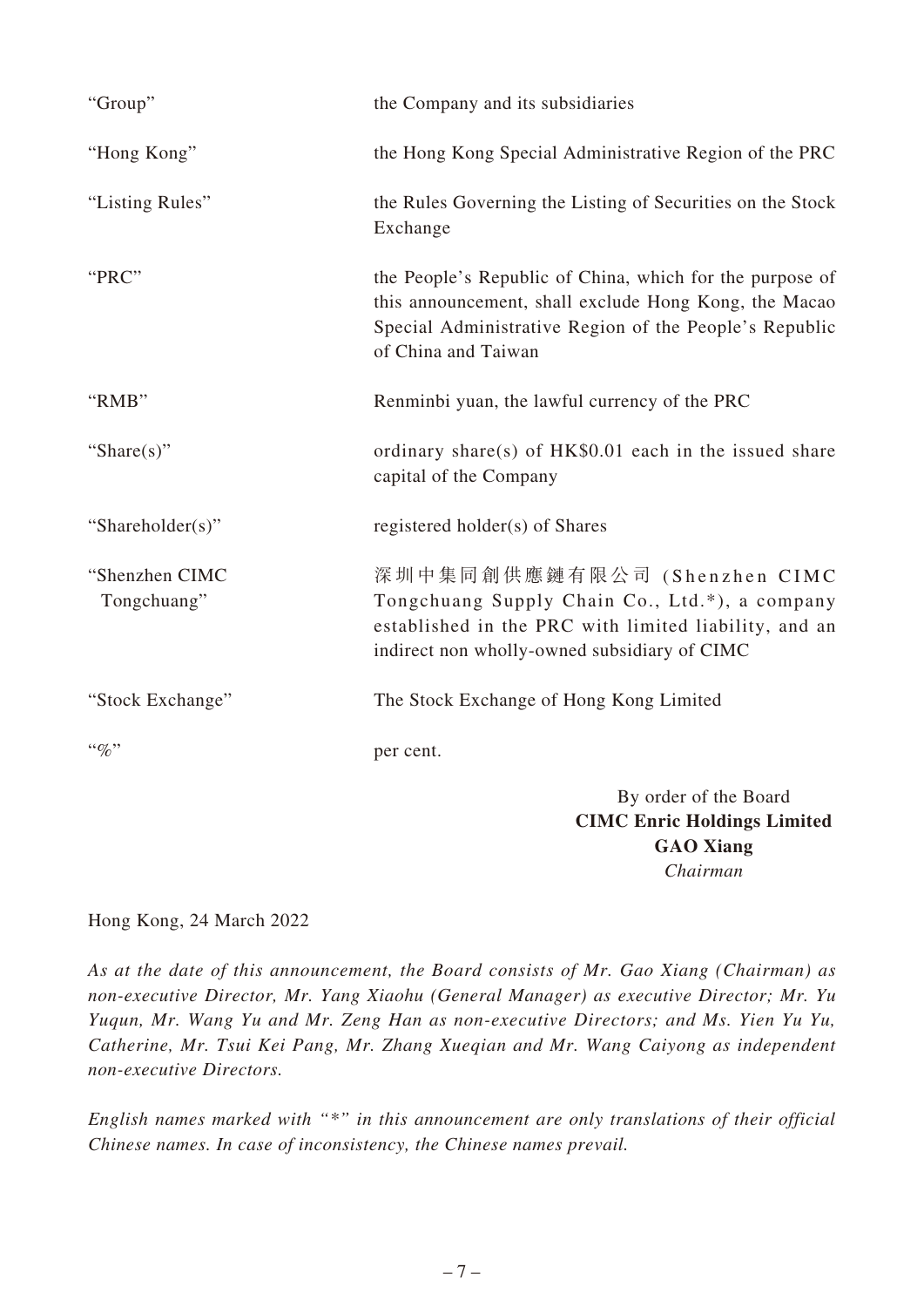| | |
|---|---|
| "Group" | the Company and its subsidiaries |
| "Hong Kong" | the Hong Kong Special Administrative Region of the PRC |
| "Listing Rules" | the Rules Governing the Listing of Securities on the Stock Exchange |
| "PRC" | the People's Republic of China, which for the purpose of this announcement, shall exclude Hong Kong, the Macao Special Administrative Region of the People's Republic of China and Taiwan |
| "RMB" | Renminbi yuan, the lawful currency of the PRC |
| "Share(s)" | ordinary share(s) of HK$0.01 each in the issued share capital of the Company |
| "Shareholder(s)" | registered holder(s) of Shares |
| "Shenzhen CIMC Tongchuang" | 深圳中集同創供應鏈有限公司 (Shenzhen CIMC Tongchuang Supply Chain Co., Ltd.*), a company established in the PRC with limited liability, and an indirect non wholly-owned subsidiary of CIMC |
| "Stock Exchange" | The Stock Exchange of Hong Kong Limited |
| "%" | per cent. |

By order of the Board
**CIMC Enric Holdings Limited**
**GAO Xiang**
*Chairman*

Hong Kong, 24 March 2022

*As at the date of this announcement, the Board consists of Mr. Gao Xiang (Chairman) as non-executive Director, Mr. Yang Xiaohu (General Manager) as executive Director; Mr. Yu Yuqun, Mr. Wang Yu and Mr. Zeng Han as non-executive Directors; and Ms. Yien Yu Yu, Catherine, Mr. Tsui Kei Pang, Mr. Zhang Xueqian and Mr. Wang Caiyong as independent non-executive Directors.*

*English names marked with "*" in this announcement are only translations of their official Chinese names. In case of inconsistency, the Chinese names prevail.*